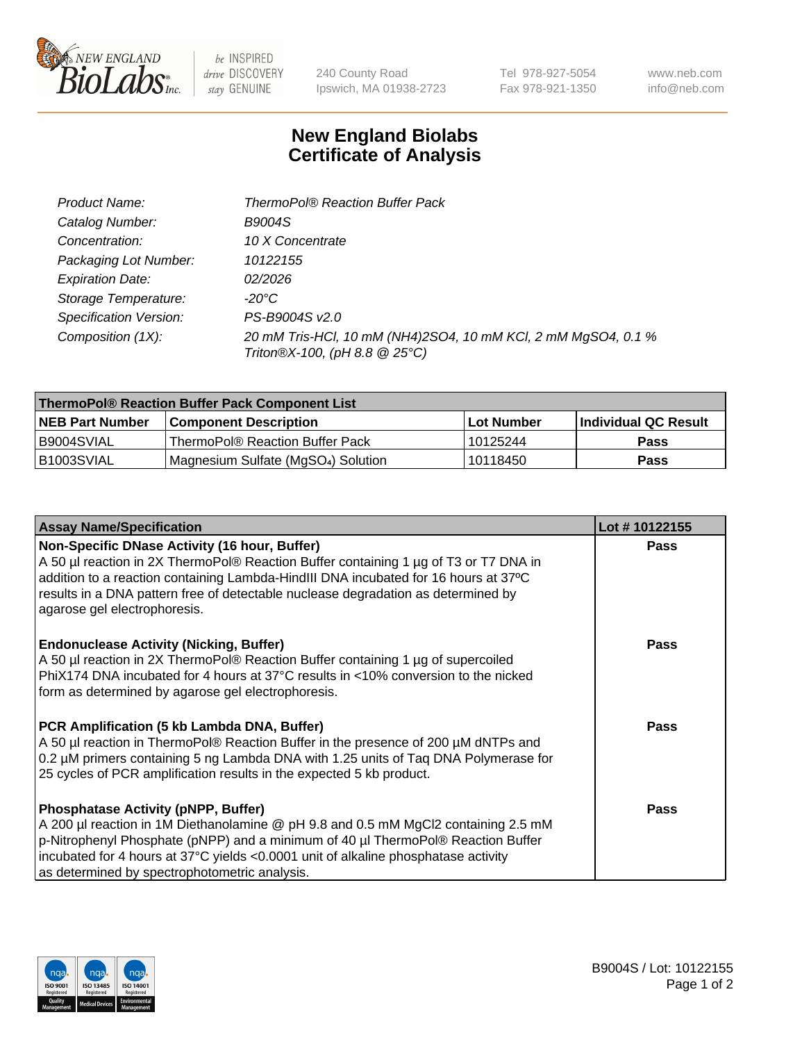NEW ENGLAND BioLabs Inc. — be INSPIRED drive DISCOVERY stay GENUINE

240 County Road
Ipswich, MA 01938-2723

Tel 978-927-5054
Fax 978-921-1350

www.neb.com
info@neb.com

# New England Biolabs
# Certificate of Analysis

| | |
|---|---|
| *Product Name:* | *ThermoPol® Reaction Buffer Pack* |
| *Catalog Number:* | *B9004S* |
| *Concentration:* | *10 X Concentrate* |
| *Packaging Lot Number:* | *10122155* |
| *Expiration Date:* | *02/2026* |
| *Storage Temperature:* | *-20°C* |
| *Specification Version:* | *PS-B9004S v2.0* |
| *Composition (1X):* | *20 mM Tris-HCl, 10 mM $(NH_4)_2SO_4$, 10 mM KCl, 2 mM $MgSO_4$, 0.1 % Triton®X-100, (pH 8.8 @ 25°C)* |

| ThermoPol® Reaction Buffer Pack Component List | | | |
|---|---|---|---|
| **NEB Part Number** | **Component Description** | **Lot Number** | **Individual QC Result** |
| B9004SVIAL | ThermoPol® Reaction Buffer Pack | 10125244 | **Pass** |
| B1003SVIAL | Magnesium Sulfate ($MgSO_4$) Solution | 10118450 | **Pass** |

| Assay Name/Specification | Lot # 10122155 |
|---|---|
| **Non-Specific DNase Activity (16 hour, Buffer)**<br>A 50 µl reaction in 2X ThermoPol® Reaction Buffer containing 1 µg of T3 or T7 DNA in addition to a reaction containing Lambda-HindIII DNA incubated for 16 hours at 37ºC results in a DNA pattern free of detectable nuclease degradation as determined by agarose gel electrophoresis. | **Pass** |
| **Endonuclease Activity (Nicking, Buffer)**<br>A 50 µl reaction in 2X ThermoPol® Reaction Buffer containing 1 µg of supercoiled PhiX174 DNA incubated for 4 hours at 37°C results in <10% conversion to the nicked form as determined by agarose gel electrophoresis. | **Pass** |
| **PCR Amplification (5 kb Lambda DNA, Buffer)**<br>A 50 µl reaction in ThermoPol® Reaction Buffer in the presence of 200 µM dNTPs and 0.2 µM primers containing 5 ng Lambda DNA with 1.25 units of Taq DNA Polymerase for 25 cycles of PCR amplification results in the expected 5 kb product. | **Pass** |
| **Phosphatase Activity (pNPP, Buffer)**<br>A 200 µl reaction in 1M Diethanolamine @ pH 9.8 and 0.5 mM $MgCl_2$ containing 2.5 mM p-Nitrophenyl Phosphate (pNPP) and a minimum of 40 µl ThermoPol® Reaction Buffer incubated for 4 hours at 37°C yields <0.0001 unit of alkaline phosphatase activity as determined by spectrophotometric analysis. | **Pass** |

B9004S / Lot: 10122155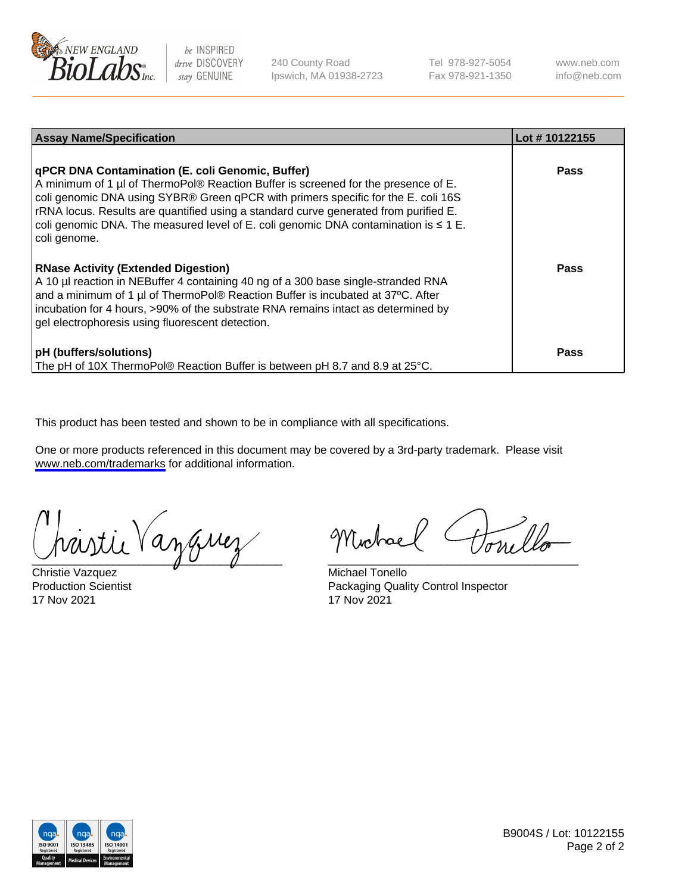| Assay Name/Specification | Lot # 10122155 |
| --- | --- |
| **qPCR DNA Contamination (E. coli Genomic, Buffer)**<br>A minimum of 1 µl of ThermoPol® Reaction Buffer is screened for the presence of E. coli genomic DNA using SYBR® Green qPCR with primers specific for the E. coli 16S rRNA locus. Results are quantified using a standard curve generated from purified E. coli genomic DNA. The measured level of E. coli genomic DNA contamination is ≤ 1 E. coli genome. | **Pass** |
| **RNase Activity (Extended Digestion)**<br>A 10 µl reaction in NEBuffer 4 containing 40 ng of a 300 base single-stranded RNA and a minimum of 1 µl of ThermoPol® Reaction Buffer is incubated at 37ºC. After incubation for 4 hours, >90% of the substrate RNA remains intact as determined by gel electrophoresis using fluorescent detection. | **Pass** |
| **pH (buffers/solutions)**<br>The pH of 10X ThermoPol® Reaction Buffer is between pH 8.7 and 8.9 at 25°C. | **Pass** |

This product has been tested and shown to be in compliance with all specifications.

One or more products referenced in this document may be covered by a 3rd-party trademark. Please visit www.neb.com/trademarks for additional information.

Christie Vazquez
Production Scientist
17 Nov 2021

Michael Tonello
Packaging Quality Control Inspector
17 Nov 2021

B9004S / Lot: 10122155